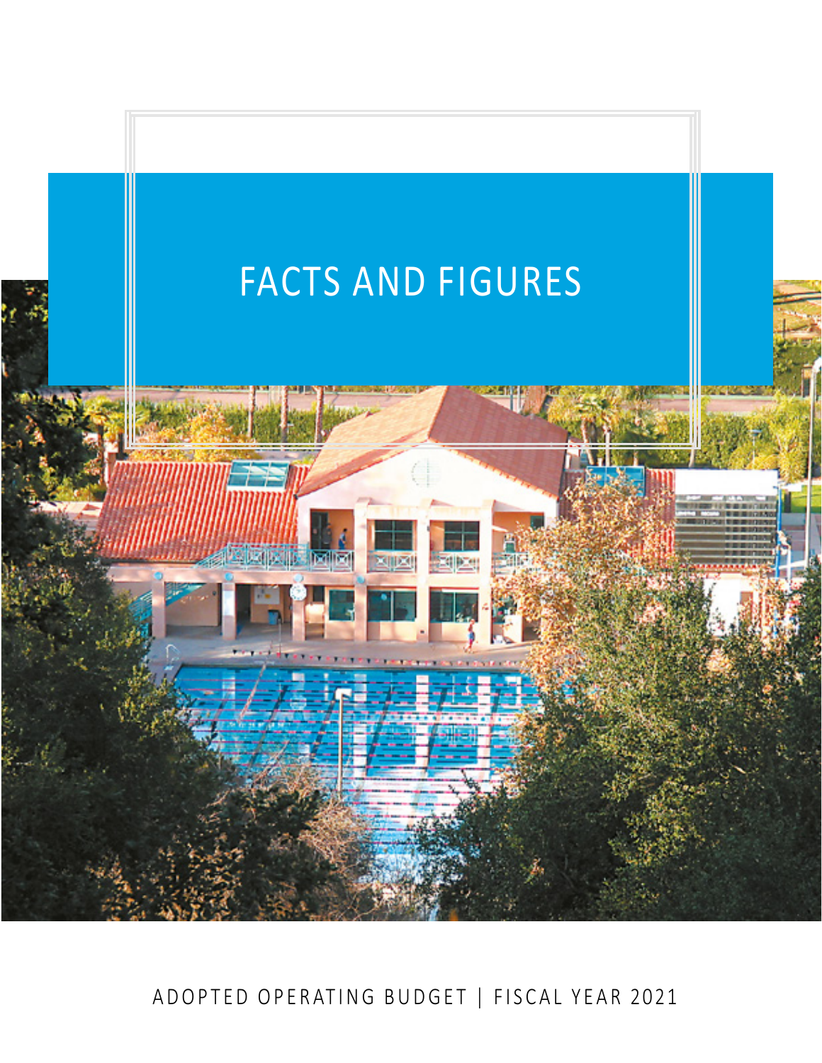# FACTS AND FIGURES

ADOPTED OPERATING BUDGET | FISCAL YEAR 2021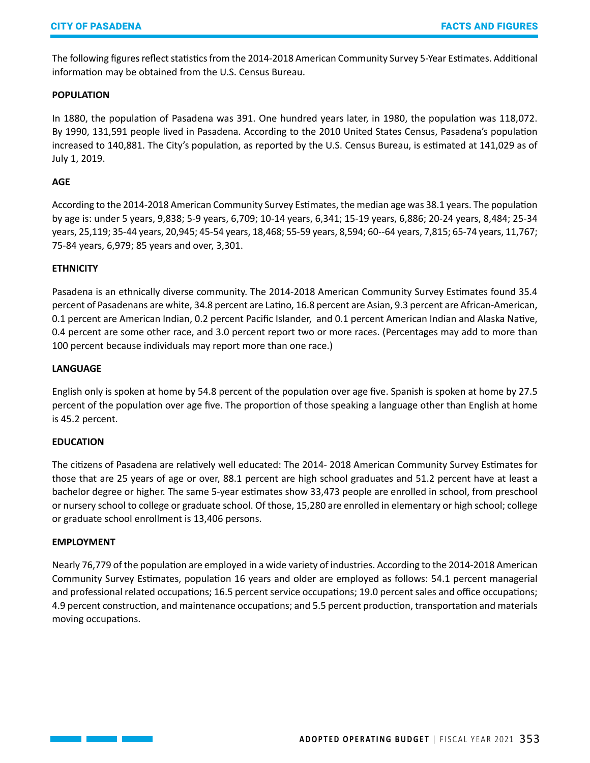The following figures reflect statistics from the 2014-2018 American Community Survey 5-Year Estimates. Additional information may be obtained from the U.S. Census Bureau.

**POPULATION**

In 1880, the population of Pasadena was 391. One hundred years later, in 1980, the population was 118,072. By 1990, 131,591 people lived in Pasadena. According to the 2010 United States Census, Pasadena's population increased to 140,881. The City's population, as reported by the U.S. Census Bureau, is estimated at 141,029 as of July 1, 2019.

**AGE**

According to the 2014-2018 American Community Survey Estimates, the median age was 38.1 years. The population by age is: under 5 years, 9,838; 5-9 years, 6,709; 10-14 years, 6,341; 15-19 years, 6,886; 20-24 years, 8,484; 25-34 years, 25,119; 35-44 years, 20,945; 45-54 years, 18,468; 55-59 years, 8,594; 60--64 years, 7,815; 65-74 years, 11,767; 75-84 years, 6,979; 85 years and over, 3,301.

**ETHNICITY**

Pasadena is an ethnically diverse community. The 2014-2018 American Community Survey Estimates found 35.4 percent of Pasadenans are white, 34.8 percent are Latino, 16.8 percent are Asian, 9.3 percent are African-American, 0.1 percent are American Indian, 0.2 percent Pacific Islander, and 0.1 percent American Indian and Alaska Native, 0.4 percent are some other race, and 3.0 percent report two or more races. (Percentages may add to more than 100 percent because individuals may report more than one race.)

**LANGUAGE**

English only is spoken at home by 54.8 percent of the population over age five. Spanish is spoken at home by 27.5 percent of the population over age five. The proportion of those speaking a language other than English at home is 45.2 percent.

**EDUCATION**

The citizens of Pasadena are relatively well educated: The 2014- 2018 American Community Survey Estimates for those that are 25 years of age or over, 88.1 percent are high school graduates and 51.2 percent have at least a bachelor degree or higher. The same 5-year estimates show 33,473 people are enrolled in school, from preschool or nursery school to college or graduate school. Of those, 15,280 are enrolled in elementary or high school; college or graduate school enrollment is 13,406 persons.

**EMPLOYMENT**

Nearly 76,779 of the population are employed in a wide variety of industries. According to the 2014-2018 American Community Survey Estimates, population 16 years and older are employed as follows: 54.1 percent managerial and professional related occupations; 16.5 percent service occupations; 19.0 percent sales and office occupations; 4.9 percent construction, and maintenance occupations; and 5.5 percent production, transportation and materials moving occupations.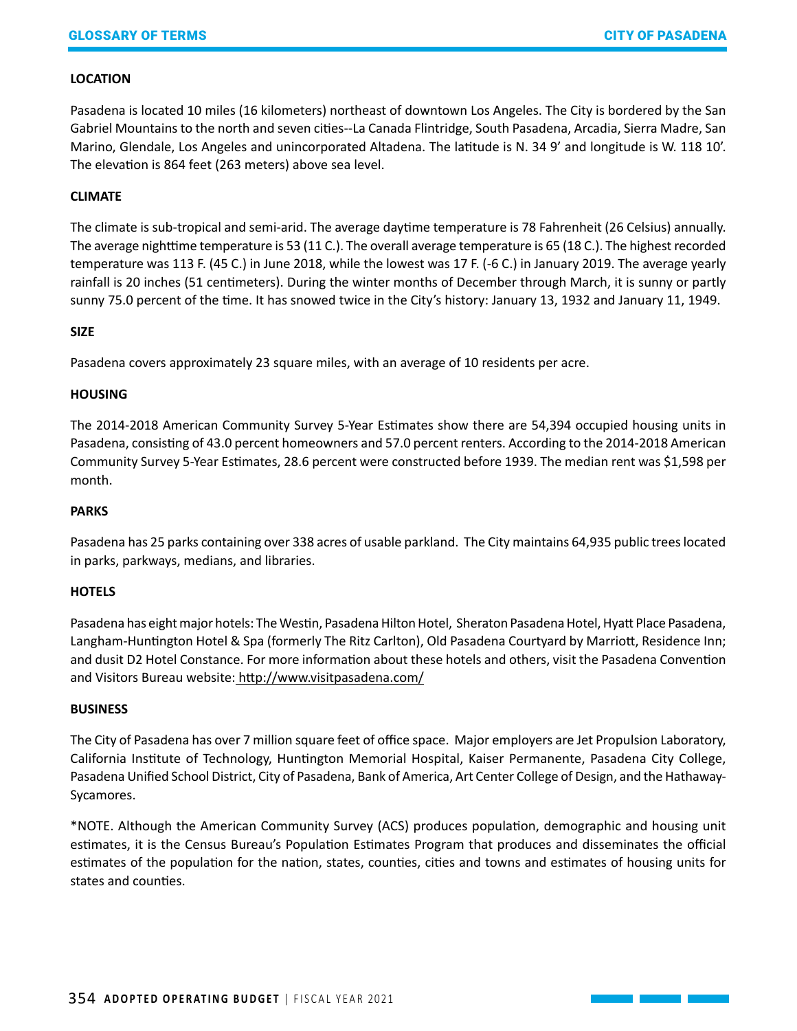**LOCATION**

Pasadena is located 10 miles (16 kilometers) northeast of downtown Los Angeles. The City is bordered by the San Gabriel Mountains to the north and seven cities--La Canada Flintridge, South Pasadena, Arcadia, Sierra Madre, San Marino, Glendale, Los Angeles and unincorporated Altadena. The latitude is N. 34 9' and longitude is W. 118 10'. The elevation is 864 feet (263 meters) above sea level.

**CLIMATE**

The climate is sub-tropical and semi-arid. The average daytime temperature is 78 Fahrenheit (26 Celsius) annually. The average nighttime temperature is 53 (11 C.). The overall average temperature is 65 (18 C.). The highest recorded temperature was 113 F. (45 C.) in June 2018, while the lowest was 17 F. (-6 C.) in January 2019. The average yearly rainfall is 20 inches (51 centimeters). During the winter months of December through March, it is sunny or partly sunny 75.0 percent of the time. It has snowed twice in the City's history: January 13, 1932 and January 11, 1949.

**SIZE**

Pasadena covers approximately 23 square miles, with an average of 10 residents per acre.

**HOUSING**

The 2014-2018 American Community Survey 5-Year Estimates show there are 54,394 occupied housing units in Pasadena, consisting of 43.0 percent homeowners and 57.0 percent renters. According to the 2014-2018 American Community Survey 5-Year Estimates, 28.6 percent were constructed before 1939. The median rent was $1,598 per month.

**PARKS**

Pasadena has 25 parks containing over 338 acres of usable parkland. The City maintains 64,935 public trees located in parks, parkways, medians, and libraries.

**HOTELS**

Pasadena has eight major hotels: The Westin, Pasadena Hilton Hotel, Sheraton Pasadena Hotel, Hyatt Place Pasadena, Langham-Huntington Hotel & Spa (formerly The Ritz Carlton), Old Pasadena Courtyard by Marriott, Residence Inn; and dusit D2 Hotel Constance. For more information about these hotels and others, visit the Pasadena Convention and Visitors Bureau website: http://www.visitpasadena.com/

**BUSINESS**

The City of Pasadena has over 7 million square feet of office space. Major employers are Jet Propulsion Laboratory, California Institute of Technology, Huntington Memorial Hospital, Kaiser Permanente, Pasadena City College, Pasadena Unified School District, City of Pasadena, Bank of America, Art Center College of Design, and the Hathaway-Sycamores.

*NOTE. Although the American Community Survey (ACS) produces population, demographic and housing unit estimates, it is the Census Bureau's Population Estimates Program that produces and disseminates the official estimates of the population for the nation, states, counties, cities and towns and estimates of housing units for states and counties.